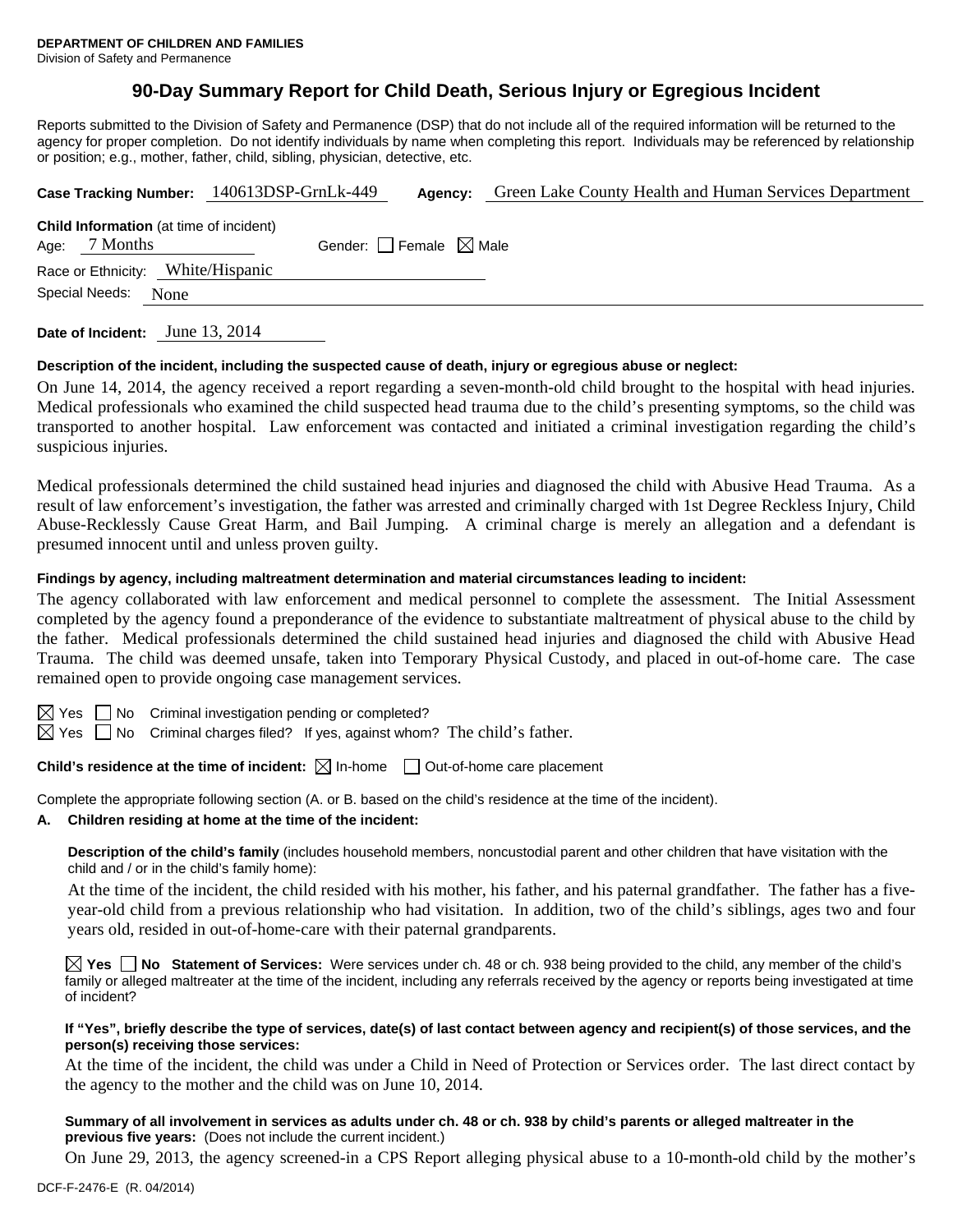**DEPARTMENT OF CHILDREN AND FAMILIES**
Division of Safety and Permanence

# 90-Day Summary Report for Child Death, Serious Injury or Egregious Incident

Reports submitted to the Division of Safety and Permanence (DSP) that do not include all of the required information will be returned to the agency for proper completion. Do not identify individuals by name when completing this report. Individuals may be referenced by relationship or position; e.g., mother, father, child, sibling, physician, detective, etc.

**Case Tracking Number:** 140613DSP-GrnLk-449 **Agency:** Green Lake County Health and Human Services Department

**Child Information** (at time of incident)
Age: 7 Months Gender: ☐ Female ☒ Male
Race or Ethnicity: White/Hispanic
Special Needs: None

**Date of Incident:** June 13, 2014

**Description of the incident, including the suspected cause of death, injury or egregious abuse or neglect:**

On June 14, 2014, the agency received a report regarding a seven-month-old child brought to the hospital with head injuries. Medical professionals who examined the child suspected head trauma due to the child's presenting symptoms, so the child was transported to another hospital. Law enforcement was contacted and initiated a criminal investigation regarding the child's suspicious injuries.

Medical professionals determined the child sustained head injuries and diagnosed the child with Abusive Head Trauma. As a result of law enforcement's investigation, the father was arrested and criminally charged with 1st Degree Reckless Injury, Child Abuse-Recklessly Cause Great Harm, and Bail Jumping. A criminal charge is merely an allegation and a defendant is presumed innocent until and unless proven guilty.

**Findings by agency, including maltreatment determination and material circumstances leading to incident:**

The agency collaborated with law enforcement and medical personnel to complete the assessment. The Initial Assessment completed by the agency found a preponderance of the evidence to substantiate maltreatment of physical abuse to the child by the father. Medical professionals determined the child sustained head injuries and diagnosed the child with Abusive Head Trauma. The child was deemed unsafe, taken into Temporary Physical Custody, and placed in out-of-home care. The case remained open to provide ongoing case management services.

☒ Yes ☐ No Criminal investigation pending or completed?
☒ Yes ☐ No Criminal charges filed? If yes, against whom? The child's father.

**Child's residence at the time of incident:** ☒ In-home ☐ Out-of-home care placement

Complete the appropriate following section (A. or B. based on the child's residence at the time of the incident).

**A. Children residing at home at the time of the incident:**

**Description of the child's family** (includes household members, noncustodial parent and other children that have visitation with the child and / or in the child's family home):

At the time of the incident, the child resided with his mother, his father, and his paternal grandfather. The father has a five-year-old child from a previous relationship who had visitation. In addition, two of the child's siblings, ages two and four years old, resided in out-of-home-care with their paternal grandparents.

☒ **Yes** ☐ **No Statement of Services:** Were services under ch. 48 or ch. 938 being provided to the child, any member of the child's family or alleged maltreater at the time of the incident, including any referrals received by the agency or reports being investigated at time of incident?

**If "Yes", briefly describe the type of services, date(s) of last contact between agency and recipient(s) of those services, and the person(s) receiving those services:**

At the time of the incident, the child was under a Child in Need of Protection or Services order. The last direct contact by the agency to the mother and the child was on June 10, 2014.

**Summary of all involvement in services as adults under ch. 48 or ch. 938 by child's parents or alleged maltreater in the previous five years:** (Does not include the current incident.)

On June 29, 2013, the agency screened-in a CPS Report alleging physical abuse to a 10-month-old child by the mother's

DCF-F-2476-E (R. 04/2014)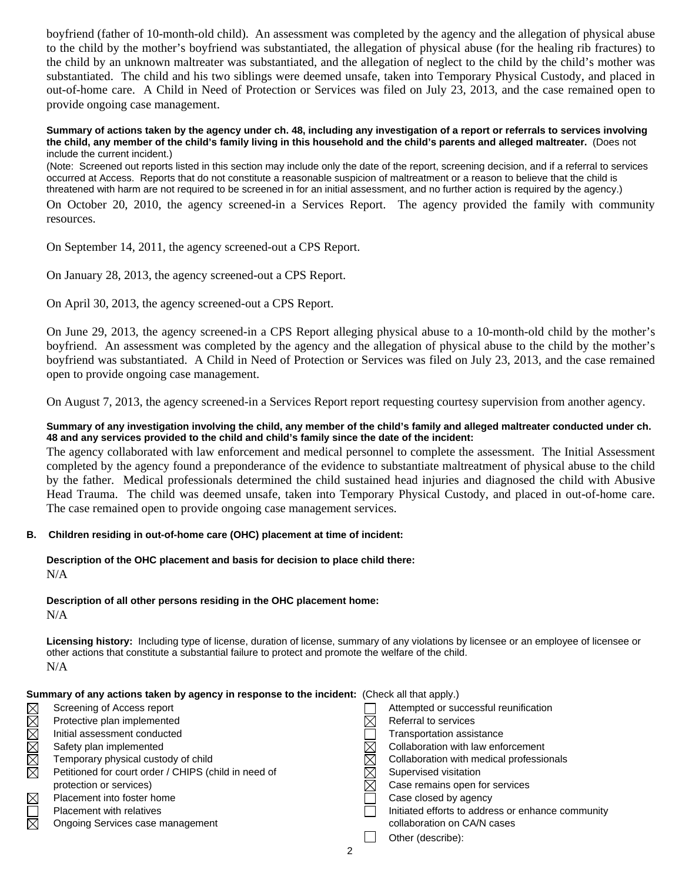boyfriend (father of 10-month-old child). An assessment was completed by the agency and the allegation of physical abuse to the child by the mother's boyfriend was substantiated, the allegation of physical abuse (for the healing rib fractures) to the child by an unknown maltreater was substantiated, and the allegation of neglect to the child by the child's mother was substantiated. The child and his two siblings were deemed unsafe, taken into Temporary Physical Custody, and placed in out-of-home care. A Child in Need of Protection or Services was filed on July 23, 2013, and the case remained open to provide ongoing case management.

**Summary of actions taken by the agency under ch. 48, including any investigation of a report or referrals to services involving the child, any member of the child's family living in this household and the child's parents and alleged maltreater.** (Does not include the current incident.)

(Note: Screened out reports listed in this section may include only the date of the report, screening decision, and if a referral to services occurred at Access. Reports that do not constitute a reasonable suspicion of maltreatment or a reason to believe that the child is threatened with harm are not required to be screened in for an initial assessment, and no further action is required by the agency.)

On October 20, 2010, the agency screened-in a Services Report. The agency provided the family with community resources.

On September 14, 2011, the agency screened-out a CPS Report.

On January 28, 2013, the agency screened-out a CPS Report.

On April 30, 2013, the agency screened-out a CPS Report.

On June 29, 2013, the agency screened-in a CPS Report alleging physical abuse to a 10-month-old child by the mother's boyfriend. An assessment was completed by the agency and the allegation of physical abuse to the child by the mother's boyfriend was substantiated. A Child in Need of Protection or Services was filed on July 23, 2013, and the case remained open to provide ongoing case management.

On August 7, 2013, the agency screened-in a Services Report report requesting courtesy supervision from another agency.

**Summary of any investigation involving the child, any member of the child's family and alleged maltreater conducted under ch. 48 and any services provided to the child and child's family since the date of the incident:**

The agency collaborated with law enforcement and medical personnel to complete the assessment. The Initial Assessment completed by the agency found a preponderance of the evidence to substantiate maltreatment of physical abuse to the child by the father. Medical professionals determined the child sustained head injuries and diagnosed the child with Abusive Head Trauma. The child was deemed unsafe, taken into Temporary Physical Custody, and placed in out-of-home care. The case remained open to provide ongoing case management services.

**B. Children residing in out-of-home care (OHC) placement at time of incident:**

**Description of the OHC placement and basis for decision to place child there:**

N/A

**Description of all other persons residing in the OHC placement home:**

N/A

**Licensing history:** Including type of license, duration of license, summary of any violations by licensee or an employee of licensee or other actions that constitute a substantial failure to protect and promote the welfare of the child.

N/A

**Summary of any actions taken by agency in response to the incident:** (Check all that apply.)

- [x] Screening of Access report
- [x] Protective plan implemented
- [x] Initial assessment conducted
- [x] Safety plan implemented
- [x] Temporary physical custody of child
- [x] Petitioned for court order / CHIPS (child in need of protection or services)
- [x] Placement into foster home
- [ ] Placement with relatives
- [x] Ongoing Services case management
- [ ] Attempted or successful reunification
- [x] Referral to services
- [ ] Transportation assistance
- [x] Collaboration with law enforcement
- [x] Collaboration with medical professionals
- [x] Supervised visitation
- [x] Case remains open for services
- [ ] Case closed by agency
- [ ] Initiated efforts to address or enhance community collaboration on CA/N cases
- [ ] Other (describe):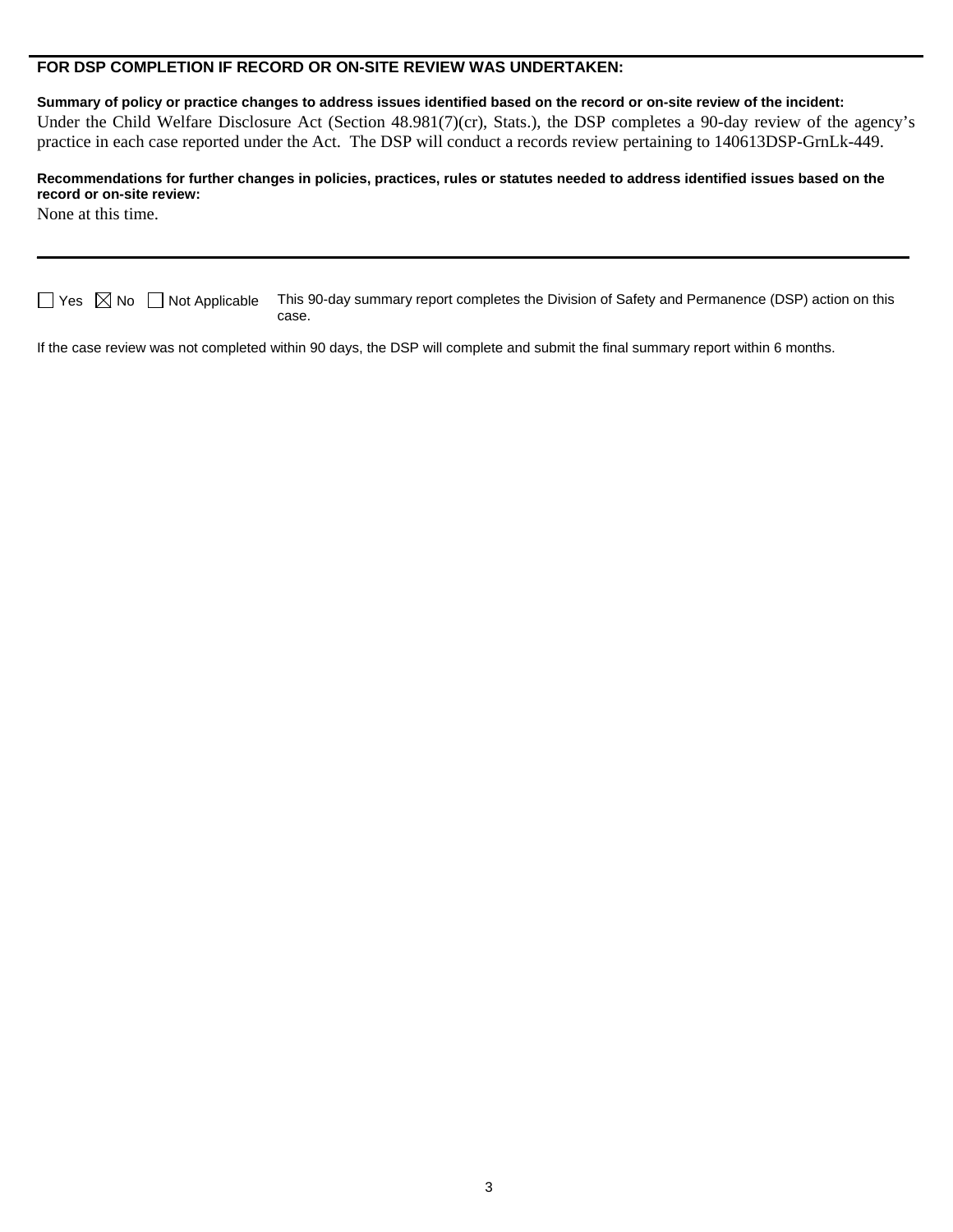**FOR DSP COMPLETION IF RECORD OR ON-SITE REVIEW WAS UNDERTAKEN:**

**Summary of policy or practice changes to address issues identified based on the record or on-site review of the incident:**

Under the Child Welfare Disclosure Act (Section 48.981(7)(cr), Stats.), the DSP completes a 90-day review of the agency's practice in each case reported under the Act. The DSP will conduct a records review pertaining to 140613DSP-GrnLk-449.

**Recommendations for further changes in policies, practices, rules or statutes needed to address identified issues based on the record or on-site review:**

None at this time.

---

☐ Yes ☒ No ☐ Not Applicable This 90-day summary report completes the Division of Safety and Permanence (DSP) action on this case.

If the case review was not completed within 90 days, the DSP will complete and submit the final summary report within 6 months.